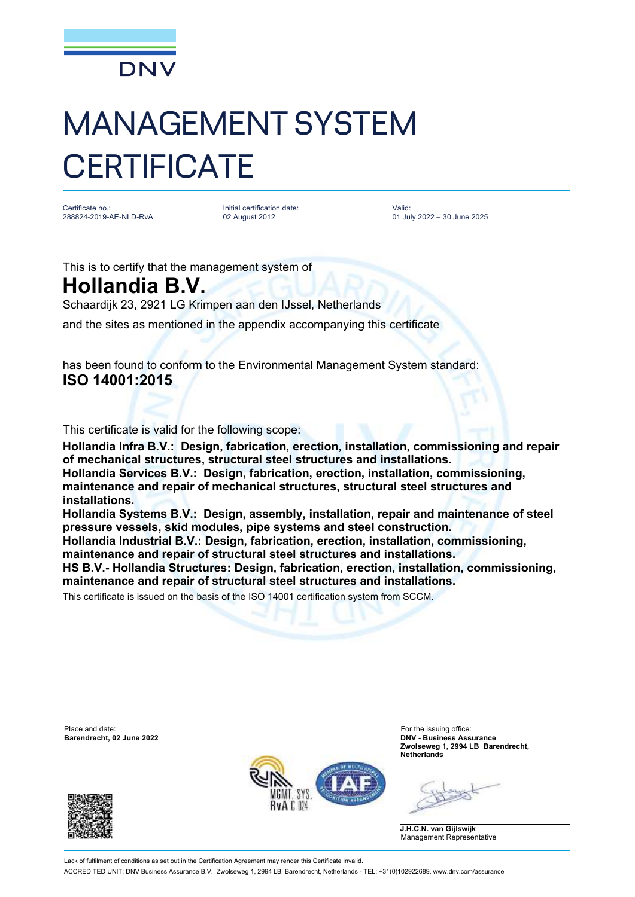DNV

# MANAGEMENT SYSTEM CERTIFICATE

Certificate no.:
288824-2019-AE-NLD-RvA

Initial certification date:
02 August 2012

Valid:
01 July 2022 – 30 June 2025

This is to certify that the management system of

## Hollandia B.V.

Schaardijk 23, 2921 LG Krimpen aan den IJssel, Netherlands

and the sites as mentioned in the appendix accompanying this certificate

has been found to conform to the Environmental Management System standard:
**ISO 14001:2015**

This certificate is valid for the following scope:

**Hollandia Infra B.V.: Design, fabrication, erection, installation, commissioning and repair of mechanical structures, structural steel structures and installations.**
**Hollandia Services B.V.: Design, fabrication, erection, installation, commissioning, maintenance and repair of mechanical structures, structural steel structures and installations.**
**Hollandia Systems B.V.: Design, assembly, installation, repair and maintenance of steel pressure vessels, skid modules, pipe systems and steel construction.**
**Hollandia Industrial B.V.: Design, fabrication, erection, installation, commissioning, maintenance and repair of structural steel structures and installations.**
**HS B.V.- Hollandia Structures: Design, fabrication, erection, installation, commissioning, maintenance and repair of structural steel structures and installations.**

This certificate is issued on the basis of the ISO 14001 certification system from SCCM.

Place and date:
**Barendrecht, 02 June 2022**

For the issuing office:
**DNV - Business Assurance**
**Zwolseweg 1, 2994 LB Barendrecht, Netherlands**

**J.H.C.N. van Gijlswijk**
Management Representative

MGMT. SYS. RvA C 024

Lack of fulfilment of conditions as set out in the Certification Agreement may render this Certificate invalid.

ACCREDITED UNIT: DNV Business Assurance B.V., Zwolseweg 1, 2994 LB, Barendrecht, Netherlands - TEL: +31(0)102922689. www.dnv.com/assurance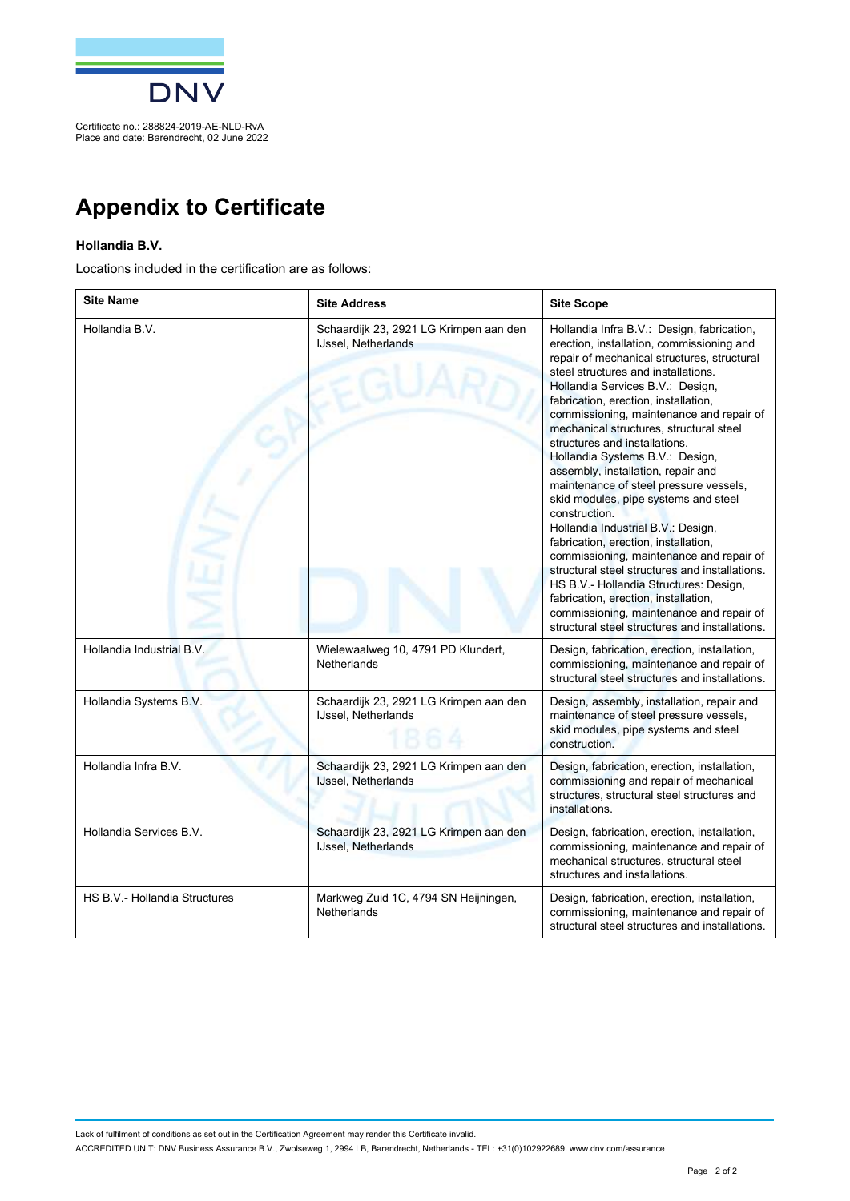Certificate no.: 288824-2019-AE-NLD-RvA
Place and date: Barendrecht, 02 June 2022

# Appendix to Certificate

**Hollandia B.V.**

Locations included in the certification are as follows:

| Site Name | Site Address | Site Scope |
|---|---|---|
| Hollandia B.V. | Schaardijk 23, 2921 LG Krimpen aan den IJssel, Netherlands | Hollandia Infra B.V.: Design, fabrication, erection, installation, commissioning and repair of mechanical structures, structural steel structures and installations. Hollandia Services B.V.: Design, fabrication, erection, installation, commissioning, maintenance and repair of mechanical structures, structural steel structures and installations. Hollandia Systems B.V.: Design, assembly, installation, repair and maintenance of steel pressure vessels, skid modules, pipe systems and steel construction. Hollandia Industrial B.V.: Design, fabrication, erection, installation, commissioning, maintenance and repair of structural steel structures and installations. HS B.V.- Hollandia Structures: Design, fabrication, erection, installation, commissioning, maintenance and repair of structural steel structures and installations. |
| Hollandia Industrial B.V. | Wielewaalweg 10, 4791 PD Klundert, Netherlands | Design, fabrication, erection, installation, commissioning, maintenance and repair of structural steel structures and installations. |
| Hollandia Systems B.V. | Schaardijk 23, 2921 LG Krimpen aan den IJssel, Netherlands | Design, assembly, installation, repair and maintenance of steel pressure vessels, skid modules, pipe systems and steel construction. |
| Hollandia Infra B.V. | Schaardijk 23, 2921 LG Krimpen aan den IJssel, Netherlands | Design, fabrication, erection, installation, commissioning and repair of mechanical structures, structural steel structures and installations. |
| Hollandia Services B.V. | Schaardijk 23, 2921 LG Krimpen aan den IJssel, Netherlands | Design, fabrication, erection, installation, commissioning, maintenance and repair of mechanical structures, structural steel structures and installations. |
| HS B.V.- Hollandia Structures | Markweg Zuid 1C, 4794 SN Heijningen, Netherlands | Design, fabrication, erection, installation, commissioning, maintenance and repair of structural steel structures and installations. |

Lack of fulfilment of conditions as set out in the Certification Agreement may render this Certificate invalid.

ACCREDITED UNIT: DNV Business Assurance B.V., Zwolseweg 1, 2994 LB, Barendrecht, Netherlands - TEL: +31(0)102922689. www.dnv.com/assurance